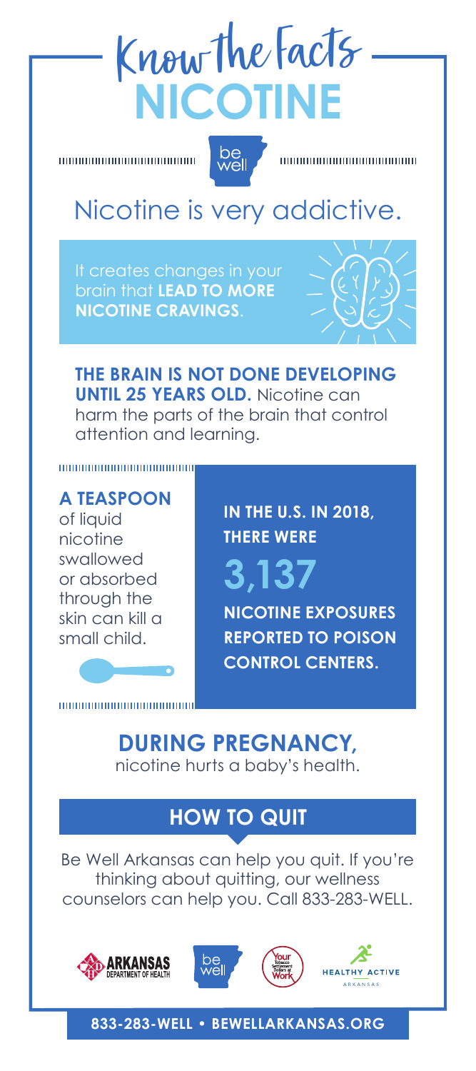# Know the Facts
# NICOTINE

## Nicotine is very addictive.

It creates changes in your brain that **LEAD TO MORE NICOTINE CRAVINGS**.

**THE BRAIN IS NOT DONE DEVELOPING UNTIL 25 YEARS OLD.** Nicotine can harm the parts of the brain that control attention and learning.

**A TEASPOON** of liquid nicotine swallowed or absorbed through the skin can kill a small child.

**IN THE U.S. IN 2018, THERE WERE**

**3,137**

**NICOTINE EXPOSURES REPORTED TO POISON CONTROL CENTERS.**

**DURING PREGNANCY,** nicotine hurts a baby's health.

## HOW TO QUIT

Be Well Arkansas can help you quit. If you're thinking about quitting, our wellness counselors can help you. Call 833-283-WELL.

**833-283-WELL • BEWELLARKANSAS.ORG**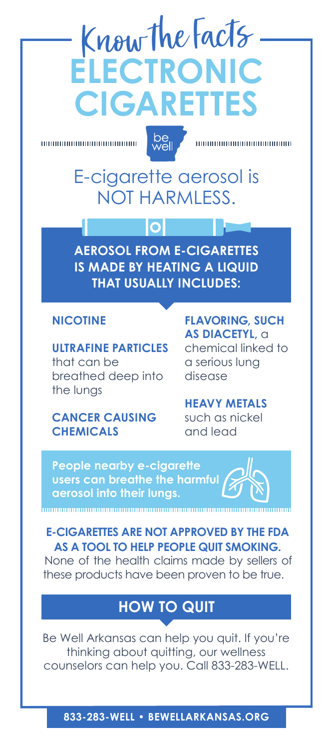# Know the Facts

# ELECTRONIC CIGARETTES

be well

## E-cigarette aerosol is NOT HARMLESS.

**AEROSOL FROM E-CIGARETTES IS MADE BY HEATING A LIQUID THAT USUALLY INCLUDES:**

- **NICOTINE**
- **ULTRAFINE PARTICLES** that can be breathed deep into the lungs
- **CANCER CAUSING CHEMICALS**
- **FLAVORING, SUCH AS DIACETYL,** a chemical linked to a serious lung disease
- **HEAVY METALS** such as nickel and lead

**People nearby e-cigarette users can breathe the harmful aerosol into their lungs.**

**E-CIGARETTES ARE NOT APPROVED BY THE FDA AS A TOOL TO HELP PEOPLE QUIT SMOKING.**

None of the health claims made by sellers of these products have been proven to be true.

## HOW TO QUIT

Be Well Arkansas can help you quit. If you're thinking about quitting, our wellness counselors can help you. Call 833-283-WELL.

**833-283-WELL • BEWELLARKANSAS.ORG**